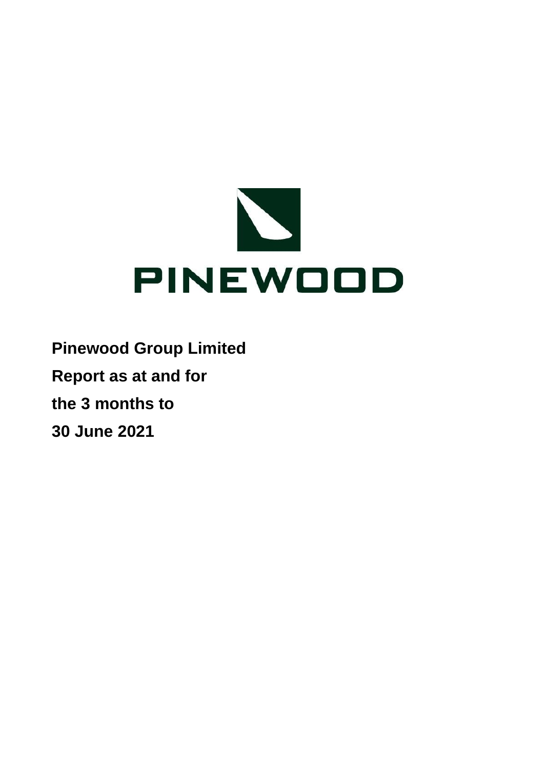PINEWOOD

**Pinewood Group Limited**

**Report as at and for**

**the 3 months to**

**30 June 2021**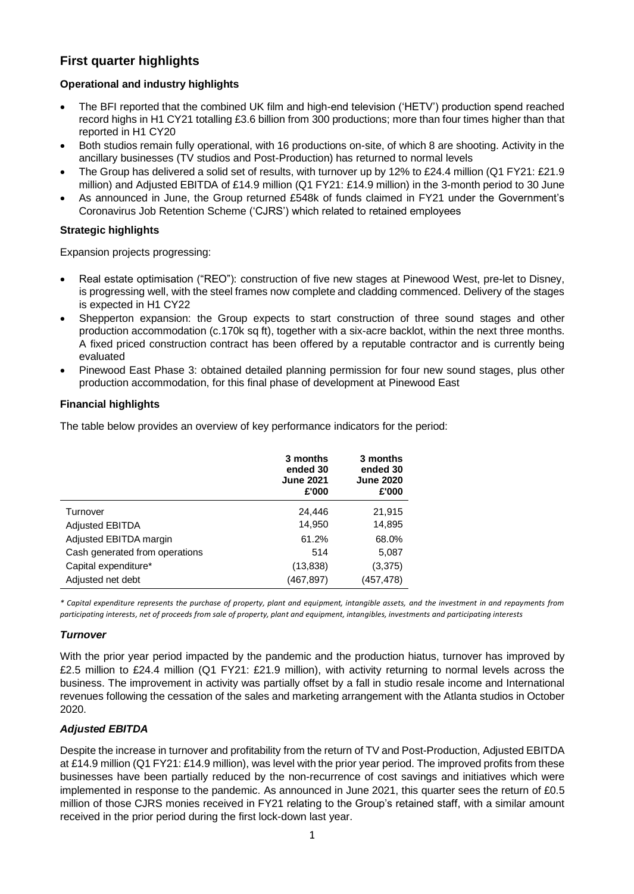# First quarter highlights

### Operational and industry highlights

- The BFI reported that the combined UK film and high-end television ('HETV') production spend reached record highs in H1 CY21 totalling £3.6 billion from 300 productions; more than four times higher than that reported in H1 CY20
- Both studios remain fully operational, with 16 productions on-site, of which 8 are shooting. Activity in the ancillary businesses (TV studios and Post-Production) has returned to normal levels
- The Group has delivered a solid set of results, with turnover up by 12% to £24.4 million (Q1 FY21: £21.9 million) and Adjusted EBITDA of £14.9 million (Q1 FY21: £14.9 million) in the 3-month period to 30 June
- As announced in June, the Group returned £548k of funds claimed in FY21 under the Government's Coronavirus Job Retention Scheme ('CJRS') which related to retained employees

### Strategic highlights

Expansion projects progressing:

- Real estate optimisation ("REO"): construction of five new stages at Pinewood West, pre-let to Disney, is progressing well, with the steel frames now complete and cladding commenced. Delivery of the stages is expected in H1 CY22
- Shepperton expansion: the Group expects to start construction of three sound stages and other production accommodation (c.170k sq ft), together with a six-acre backlot, within the next three months. A fixed priced construction contract has been offered by a reputable contractor and is currently being evaluated
- Pinewood East Phase 3: obtained detailed planning permission for four new sound stages, plus other production accommodation, for this final phase of development at Pinewood East

### Financial highlights

The table below provides an overview of key performance indicators for the period:

| | 3 months ended 30 June 2021 £'000 | 3 months ended 30 June 2020 £'000 |
|---|---|---|
| Turnover | 24,446 | 21,915 |
| Adjusted EBITDA | 14,950 | 14,895 |
| Adjusted EBITDA margin | 61.2% | 68.0% |
| Cash generated from operations | 514 | 5,087 |
| Capital expenditure* | (13,838) | (3,375) |
| Adjusted net debt | (467,897) | (457,478) |

*\* Capital expenditure represents the purchase of property, plant and equipment, intangible assets, and the investment in and repayments from participating interests, net of proceeds from sale of property, plant and equipment, intangibles, investments and participating interests*

#### *Turnover*

With the prior year period impacted by the pandemic and the production hiatus, turnover has improved by £2.5 million to £24.4 million (Q1 FY21: £21.9 million), with activity returning to normal levels across the business. The improvement in activity was partially offset by a fall in studio resale income and International revenues following the cessation of the sales and marketing arrangement with the Atlanta studios in October 2020.

#### *Adjusted EBITDA*

Despite the increase in turnover and profitability from the return of TV and Post-Production, Adjusted EBITDA at £14.9 million (Q1 FY21: £14.9 million), was level with the prior year period. The improved profits from these businesses have been partially reduced by the non-recurrence of cost savings and initiatives which were implemented in response to the pandemic. As announced in June 2021, this quarter sees the return of £0.5 million of those CJRS monies received in FY21 relating to the Group's retained staff, with a similar amount received in the prior period during the first lock-down last year.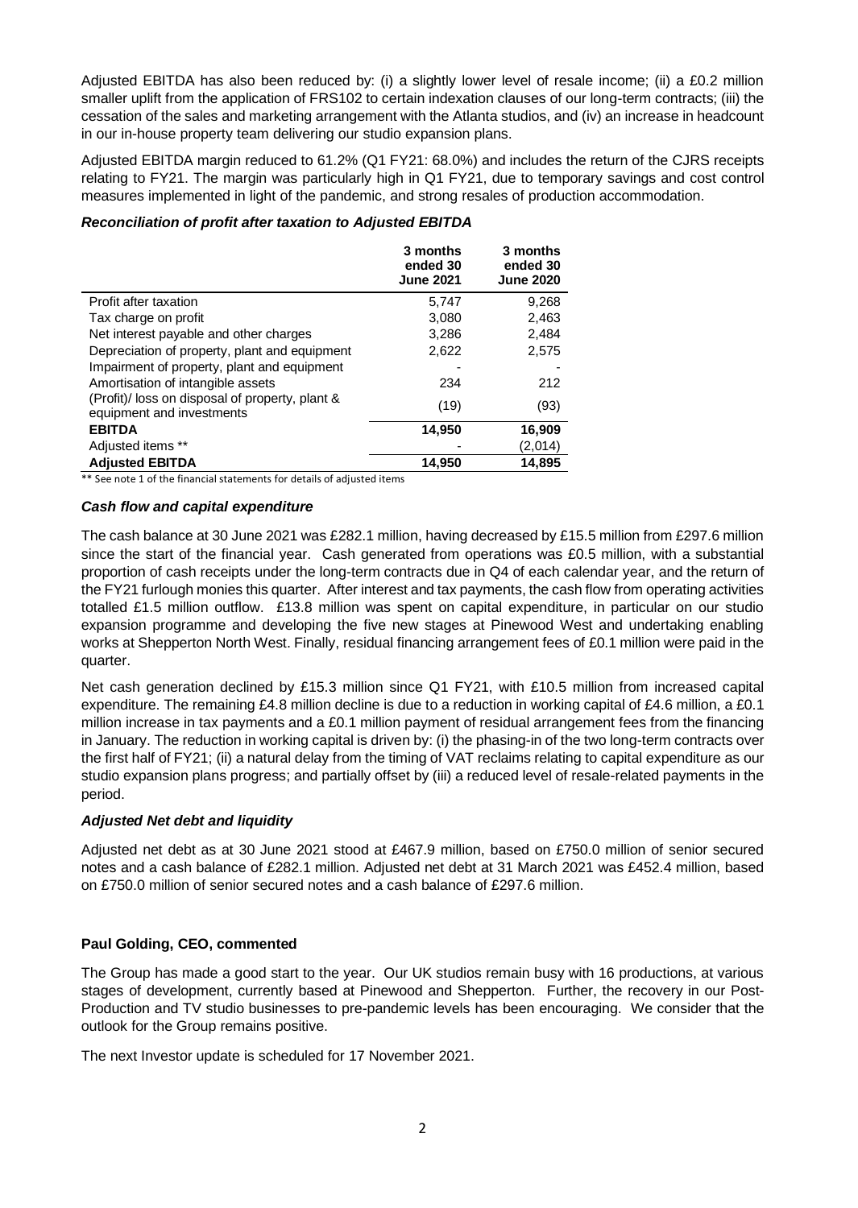Adjusted EBITDA has also been reduced by: (i) a slightly lower level of resale income; (ii) a £0.2 million smaller uplift from the application of FRS102 to certain indexation clauses of our long-term contracts; (iii) the cessation of the sales and marketing arrangement with the Atlanta studios, and (iv) an increase in headcount in our in-house property team delivering our studio expansion plans.

Adjusted EBITDA margin reduced to 61.2% (Q1 FY21: 68.0%) and includes the return of the CJRS receipts relating to FY21. The margin was particularly high in Q1 FY21, due to temporary savings and cost control measures implemented in light of the pandemic, and strong resales of production accommodation.

### *Reconciliation of profit after taxation to Adjusted EBITDA*

| | 3 months ended 30 June 2021 | 3 months ended 30 June 2020 |
|---|---|---|
| Profit after taxation | 5,747 | 9,268 |
| Tax charge on profit | 3,080 | 2,463 |
| Net interest payable and other charges | 3,286 | 2,484 |
| Depreciation of property, plant and equipment | 2,622 | 2,575 |
| Impairment of property, plant and equipment | - | - |
| Amortisation of intangible assets | 234 | 212 |
| (Profit)/ loss on disposal of property, plant & equipment and investments | (19) | (93) |
| **EBITDA** | **14,950** | **16,909** |
| Adjusted items ** | - | (2,014) |
| **Adjusted EBITDA** | **14,950** | **14,895** |

** See note 1 of the financial statements for details of adjusted items

### *Cash flow and capital expenditure*

The cash balance at 30 June 2021 was £282.1 million, having decreased by £15.5 million from £297.6 million since the start of the financial year. Cash generated from operations was £0.5 million, with a substantial proportion of cash receipts under the long-term contracts due in Q4 of each calendar year, and the return of the FY21 furlough monies this quarter. After interest and tax payments, the cash flow from operating activities totalled £1.5 million outflow. £13.8 million was spent on capital expenditure, in particular on our studio expansion programme and developing the five new stages at Pinewood West and undertaking enabling works at Shepperton North West. Finally, residual financing arrangement fees of £0.1 million were paid in the quarter.

Net cash generation declined by £15.3 million since Q1 FY21, with £10.5 million from increased capital expenditure. The remaining £4.8 million decline is due to a reduction in working capital of £4.6 million, a £0.1 million increase in tax payments and a £0.1 million payment of residual arrangement fees from the financing in January. The reduction in working capital is driven by: (i) the phasing-in of the two long-term contracts over the first half of FY21; (ii) a natural delay from the timing of VAT reclaims relating to capital expenditure as our studio expansion plans progress; and partially offset by (iii) a reduced level of resale-related payments in the period.

### *Adjusted Net debt and liquidity*

Adjusted net debt as at 30 June 2021 stood at £467.9 million, based on £750.0 million of senior secured notes and a cash balance of £282.1 million. Adjusted net debt at 31 March 2021 was £452.4 million, based on £750.0 million of senior secured notes and a cash balance of £297.6 million.

### **Paul Golding, CEO, commented**

The Group has made a good start to the year. Our UK studios remain busy with 16 productions, at various stages of development, currently based at Pinewood and Shepperton. Further, the recovery in our Post-Production and TV studio businesses to pre-pandemic levels has been encouraging. We consider that the outlook for the Group remains positive.

The next Investor update is scheduled for 17 November 2021.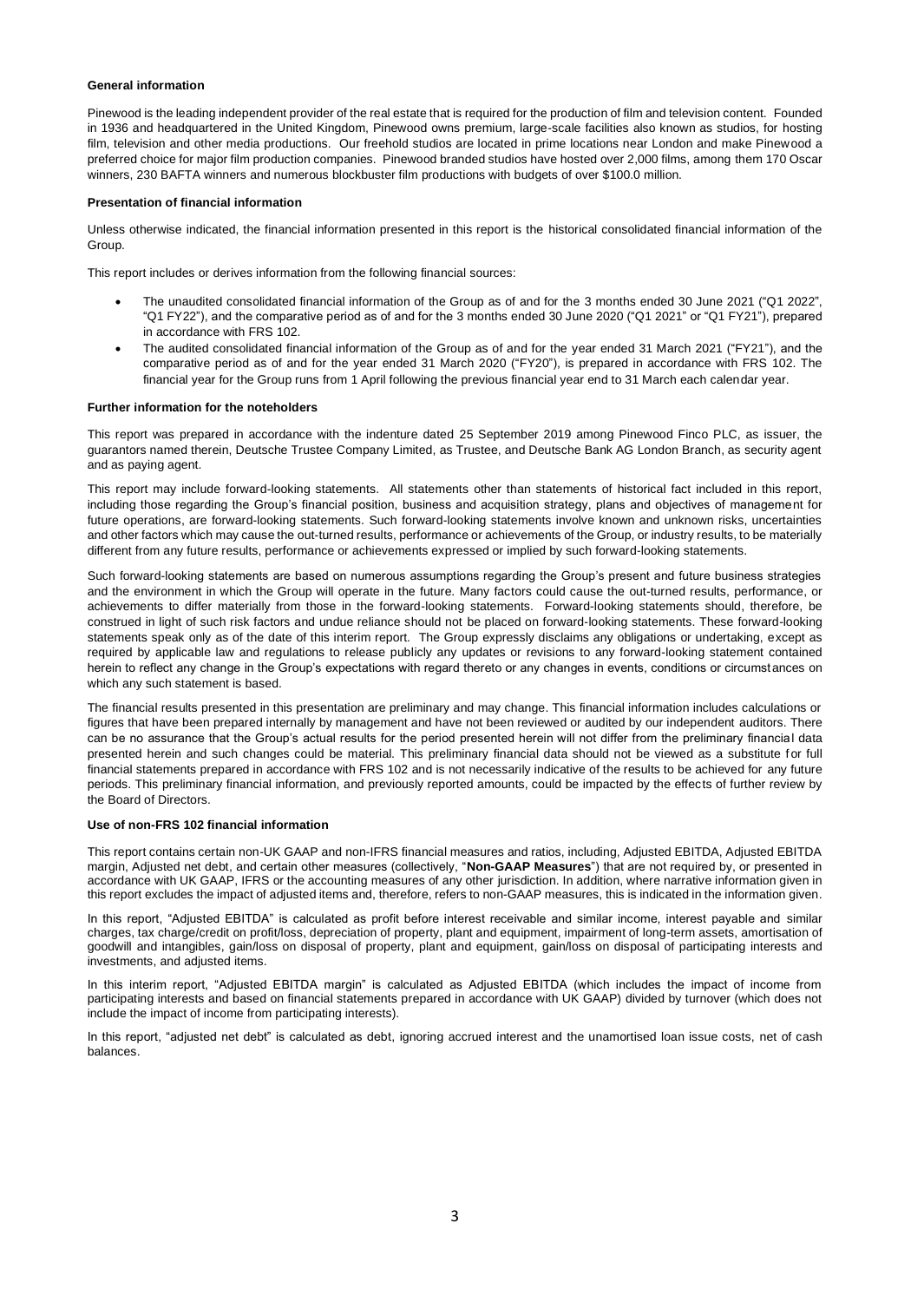**General information**

Pinewood is the leading independent provider of the real estate that is required for the production of film and television content. Founded in 1936 and headquartered in the United Kingdom, Pinewood owns premium, large-scale facilities also known as studios, for hosting film, television and other media productions. Our freehold studios are located in prime locations near London and make Pinewood a preferred choice for major film production companies. Pinewood branded studios have hosted over 2,000 films, among them 170 Oscar winners, 230 BAFTA winners and numerous blockbuster film productions with budgets of over $100.0 million.

**Presentation of financial information**

Unless otherwise indicated, the financial information presented in this report is the historical consolidated financial information of the Group.

This report includes or derives information from the following financial sources:

- The unaudited consolidated financial information of the Group as of and for the 3 months ended 30 June 2021 ("Q1 2022", "Q1 FY22"), and the comparative period as of and for the 3 months ended 30 June 2020 ("Q1 2021" or "Q1 FY21"), prepared in accordance with FRS 102.
- The audited consolidated financial information of the Group as of and for the year ended 31 March 2021 ("FY21"), and the comparative period as of and for the year ended 31 March 2020 ("FY20"), is prepared in accordance with FRS 102. The financial year for the Group runs from 1 April following the previous financial year end to 31 March each calendar year.

**Further information for the noteholders**

This report was prepared in accordance with the indenture dated 25 September 2019 among Pinewood Finco PLC, as issuer, the guarantors named therein, Deutsche Trustee Company Limited, as Trustee, and Deutsche Bank AG London Branch, as security agent and as paying agent.

This report may include forward-looking statements. All statements other than statements of historical fact included in this report, including those regarding the Group's financial position, business and acquisition strategy, plans and objectives of management for future operations, are forward-looking statements. Such forward-looking statements involve known and unknown risks, uncertainties and other factors which may cause the out-turned results, performance or achievements of the Group, or industry results, to be materially different from any future results, performance or achievements expressed or implied by such forward-looking statements.

Such forward-looking statements are based on numerous assumptions regarding the Group's present and future business strategies and the environment in which the Group will operate in the future. Many factors could cause the out-turned results, performance, or achievements to differ materially from those in the forward-looking statements. Forward-looking statements should, therefore, be construed in light of such risk factors and undue reliance should not be placed on forward-looking statements. These forward-looking statements speak only as of the date of this interim report. The Group expressly disclaims any obligations or undertaking, except as required by applicable law and regulations to release publicly any updates or revisions to any forward-looking statement contained herein to reflect any change in the Group's expectations with regard thereto or any changes in events, conditions or circumstances on which any such statement is based.

The financial results presented in this presentation are preliminary and may change. This financial information includes calculations or figures that have been prepared internally by management and have not been reviewed or audited by our independent auditors. There can be no assurance that the Group's actual results for the period presented herein will not differ from the preliminary financial data presented herein and such changes could be material. This preliminary financial data should not be viewed as a substitute for full financial statements prepared in accordance with FRS 102 and is not necessarily indicative of the results to be achieved for any future periods. This preliminary financial information, and previously reported amounts, could be impacted by the effects of further review by the Board of Directors.

**Use of non-FRS 102 financial information**

This report contains certain non-UK GAAP and non-IFRS financial measures and ratios, including, Adjusted EBITDA, Adjusted EBITDA margin, Adjusted net debt, and certain other measures (collectively, "**Non-GAAP Measures**") that are not required by, or presented in accordance with UK GAAP, IFRS or the accounting measures of any other jurisdiction. In addition, where narrative information given in this report excludes the impact of adjusted items and, therefore, refers to non-GAAP measures, this is indicated in the information given.

In this report, "Adjusted EBITDA" is calculated as profit before interest receivable and similar income, interest payable and similar charges, tax charge/credit on profit/loss, depreciation of property, plant and equipment, impairment of long-term assets, amortisation of goodwill and intangibles, gain/loss on disposal of property, plant and equipment, gain/loss on disposal of participating interests and investments, and adjusted items.

In this interim report, "Adjusted EBITDA margin" is calculated as Adjusted EBITDA (which includes the impact of income from participating interests and based on financial statements prepared in accordance with UK GAAP) divided by turnover (which does not include the impact of income from participating interests).

In this report, "adjusted net debt" is calculated as debt, ignoring accrued interest and the unamortised loan issue costs, net of cash balances.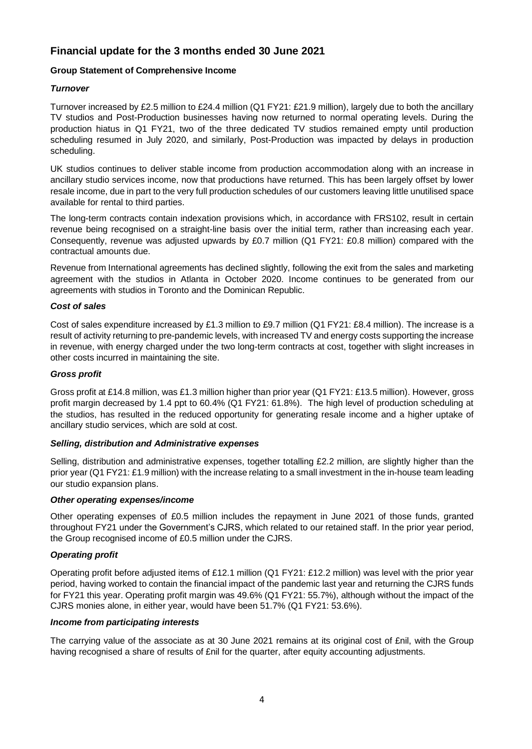## Financial update for the 3 months ended 30 June 2021

**Group Statement of Comprehensive Income**

***Turnover***

Turnover increased by £2.5 million to £24.4 million (Q1 FY21: £21.9 million), largely due to both the ancillary TV studios and Post-Production businesses having now returned to normal operating levels. During the production hiatus in Q1 FY21, two of the three dedicated TV studios remained empty until production scheduling resumed in July 2020, and similarly, Post-Production was impacted by delays in production scheduling.

UK studios continues to deliver stable income from production accommodation along with an increase in ancillary studio services income, now that productions have returned. This has been largely offset by lower resale income, due in part to the very full production schedules of our customers leaving little unutilised space available for rental to third parties.

The long-term contracts contain indexation provisions which, in accordance with FRS102, result in certain revenue being recognised on a straight-line basis over the initial term, rather than increasing each year. Consequently, revenue was adjusted upwards by £0.7 million (Q1 FY21: £0.8 million) compared with the contractual amounts due.

Revenue from International agreements has declined slightly, following the exit from the sales and marketing agreement with the studios in Atlanta in October 2020. Income continues to be generated from our agreements with studios in Toronto and the Dominican Republic.

***Cost of sales***

Cost of sales expenditure increased by £1.3 million to £9.7 million (Q1 FY21: £8.4 million). The increase is a result of activity returning to pre-pandemic levels, with increased TV and energy costs supporting the increase in revenue, with energy charged under the two long-term contracts at cost, together with slight increases in other costs incurred in maintaining the site.

***Gross profit***

Gross profit at £14.8 million, was £1.3 million higher than prior year (Q1 FY21: £13.5 million). However, gross profit margin decreased by 1.4 ppt to 60.4% (Q1 FY21: 61.8%). The high level of production scheduling at the studios, has resulted in the reduced opportunity for generating resale income and a higher uptake of ancillary studio services, which are sold at cost.

***Selling, distribution and Administrative expenses***

Selling, distribution and administrative expenses, together totalling £2.2 million, are slightly higher than the prior year (Q1 FY21: £1.9 million) with the increase relating to a small investment in the in-house team leading our studio expansion plans.

***Other operating expenses/income***

Other operating expenses of £0.5 million includes the repayment in June 2021 of those funds, granted throughout FY21 under the Government's CJRS, which related to our retained staff. In the prior year period, the Group recognised income of £0.5 million under the CJRS.

***Operating profit***

Operating profit before adjusted items of £12.1 million (Q1 FY21: £12.2 million) was level with the prior year period, having worked to contain the financial impact of the pandemic last year and returning the CJRS funds for FY21 this year. Operating profit margin was 49.6% (Q1 FY21: 55.7%), although without the impact of the CJRS monies alone, in either year, would have been 51.7% (Q1 FY21: 53.6%).

***Income from participating interests***

The carrying value of the associate as at 30 June 2021 remains at its original cost of £nil, with the Group having recognised a share of results of £nil for the quarter, after equity accounting adjustments.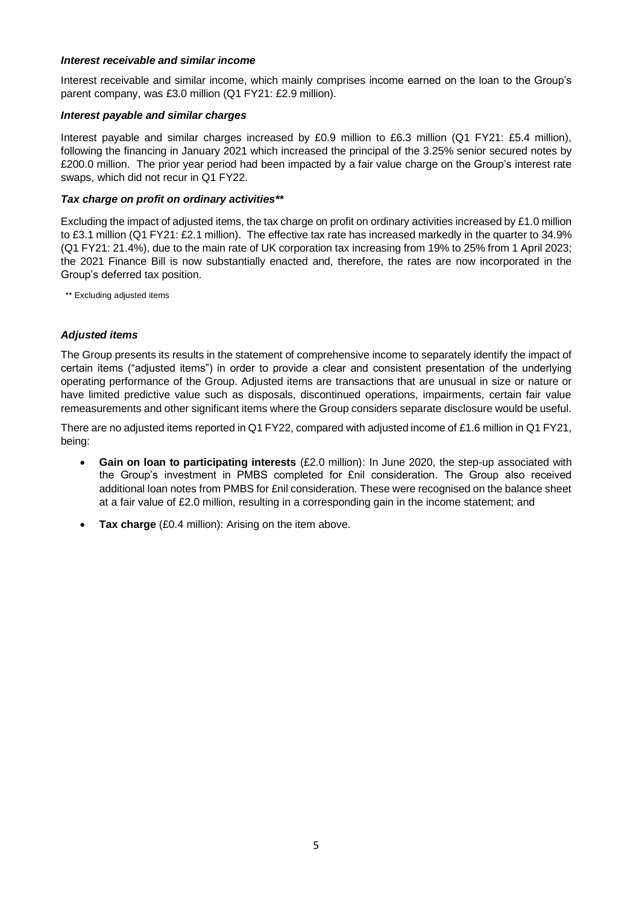### *Interest receivable and similar income*

Interest receivable and similar income, which mainly comprises income earned on the loan to the Group's parent company, was £3.0 million (Q1 FY21: £2.9 million).

### *Interest payable and similar charges*

Interest payable and similar charges increased by £0.9 million to £6.3 million (Q1 FY21: £5.4 million), following the financing in January 2021 which increased the principal of the 3.25% senior secured notes by £200.0 million. The prior year period had been impacted by a fair value charge on the Group's interest rate swaps, which did not recur in Q1 FY22.

### *Tax charge on profit on ordinary activities***

Excluding the impact of adjusted items, the tax charge on profit on ordinary activities increased by £1.0 million to £3.1 million (Q1 FY21: £2.1 million). The effective tax rate has increased markedly in the quarter to 34.9% (Q1 FY21: 21.4%), due to the main rate of UK corporation tax increasing from 19% to 25% from 1 April 2023; the 2021 Finance Bill is now substantially enacted and, therefore, the rates are now incorporated in the Group's deferred tax position.

** Excluding adjusted items

### *Adjusted items*

The Group presents its results in the statement of comprehensive income to separately identify the impact of certain items ("adjusted items") in order to provide a clear and consistent presentation of the underlying operating performance of the Group. Adjusted items are transactions that are unusual in size or nature or have limited predictive value such as disposals, discontinued operations, impairments, certain fair value remeasurements and other significant items where the Group considers separate disclosure would be useful.

There are no adjusted items reported in Q1 FY22, compared with adjusted income of £1.6 million in Q1 FY21, being:

- **Gain on loan to participating interests** (£2.0 million): In June 2020, the step-up associated with the Group's investment in PMBS completed for £nil consideration. The Group also received additional loan notes from PMBS for £nil consideration. These were recognised on the balance sheet at a fair value of £2.0 million, resulting in a corresponding gain in the income statement; and
- **Tax charge** (£0.4 million): Arising on the item above.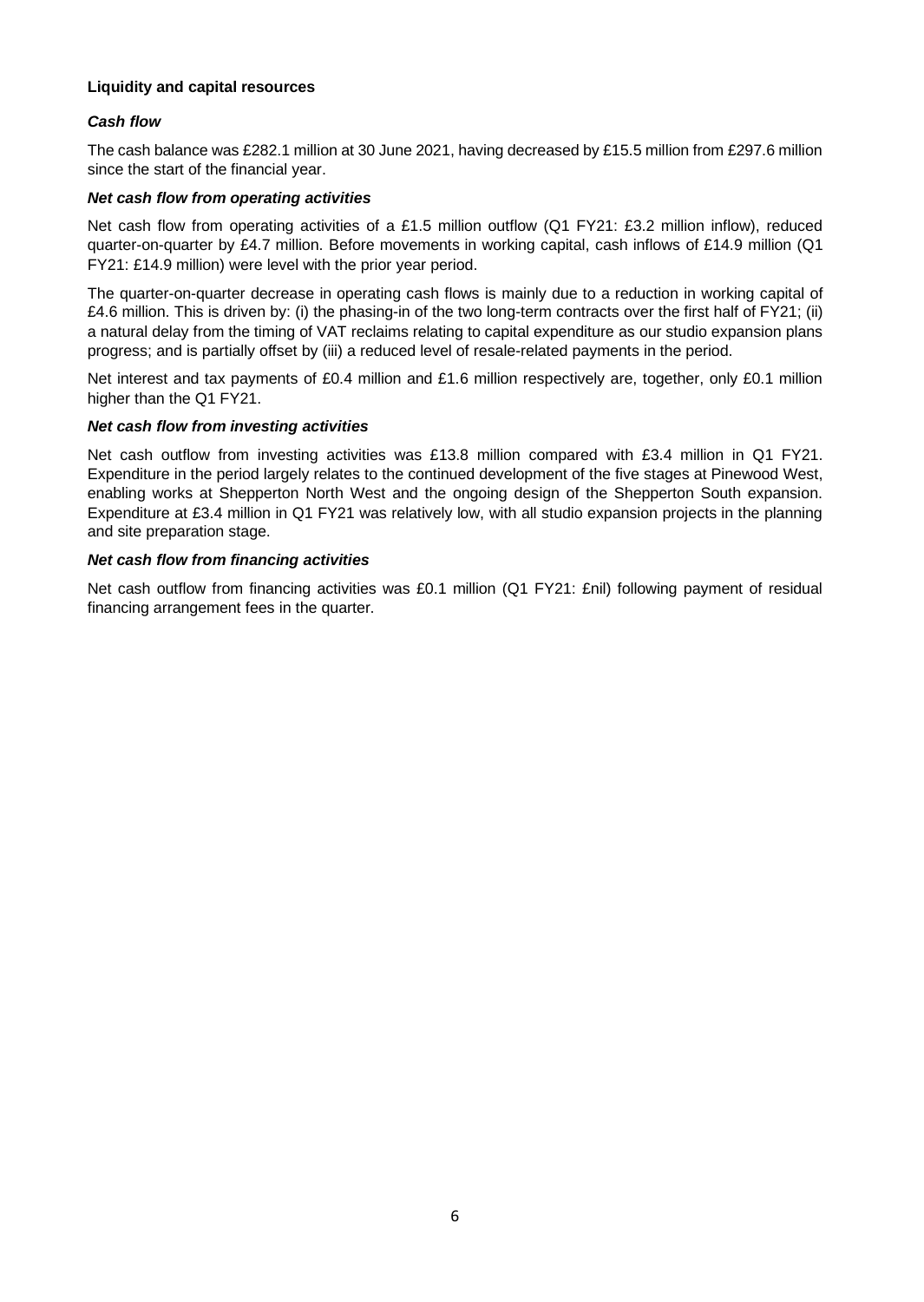**Liquidity and capital resources**

***Cash flow***

The cash balance was £282.1 million at 30 June 2021, having decreased by £15.5 million from £297.6 million since the start of the financial year.

***Net cash flow from operating activities***

Net cash flow from operating activities of a £1.5 million outflow (Q1 FY21: £3.2 million inflow), reduced quarter-on-quarter by £4.7 million. Before movements in working capital, cash inflows of £14.9 million (Q1 FY21: £14.9 million) were level with the prior year period.

The quarter-on-quarter decrease in operating cash flows is mainly due to a reduction in working capital of £4.6 million. This is driven by: (i) the phasing-in of the two long-term contracts over the first half of FY21; (ii) a natural delay from the timing of VAT reclaims relating to capital expenditure as our studio expansion plans progress; and is partially offset by (iii) a reduced level of resale-related payments in the period.

Net interest and tax payments of £0.4 million and £1.6 million respectively are, together, only £0.1 million higher than the Q1 FY21.

***Net cash flow from investing activities***

Net cash outflow from investing activities was £13.8 million compared with £3.4 million in Q1 FY21. Expenditure in the period largely relates to the continued development of the five stages at Pinewood West, enabling works at Shepperton North West and the ongoing design of the Shepperton South expansion. Expenditure at £3.4 million in Q1 FY21 was relatively low, with all studio expansion projects in the planning and site preparation stage.

***Net cash flow from financing activities***

Net cash outflow from financing activities was £0.1 million (Q1 FY21: £nil) following payment of residual financing arrangement fees in the quarter.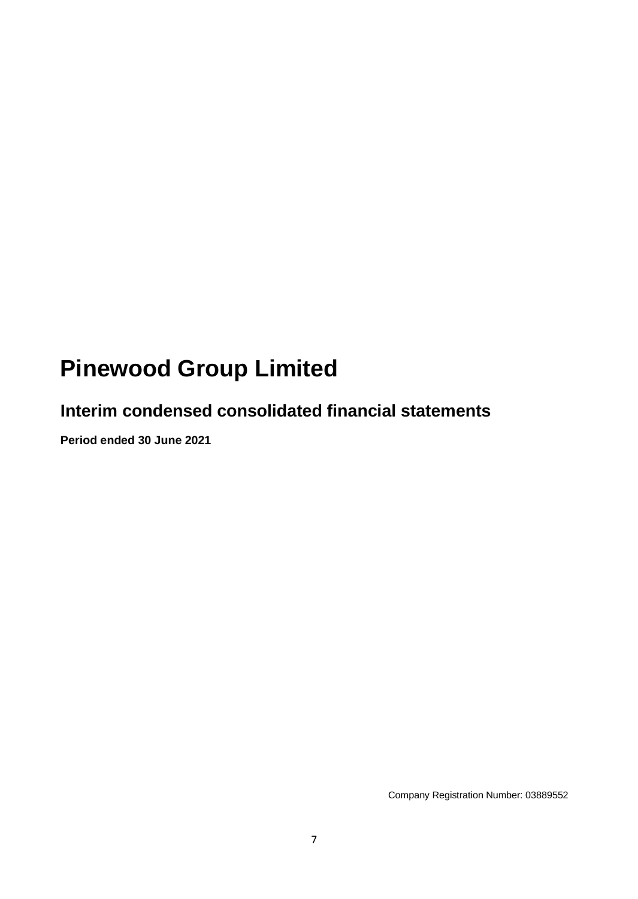# Pinewood Group Limited

## Interim condensed consolidated financial statements

**Period ended 30 June 2021**

Company Registration Number: 03889552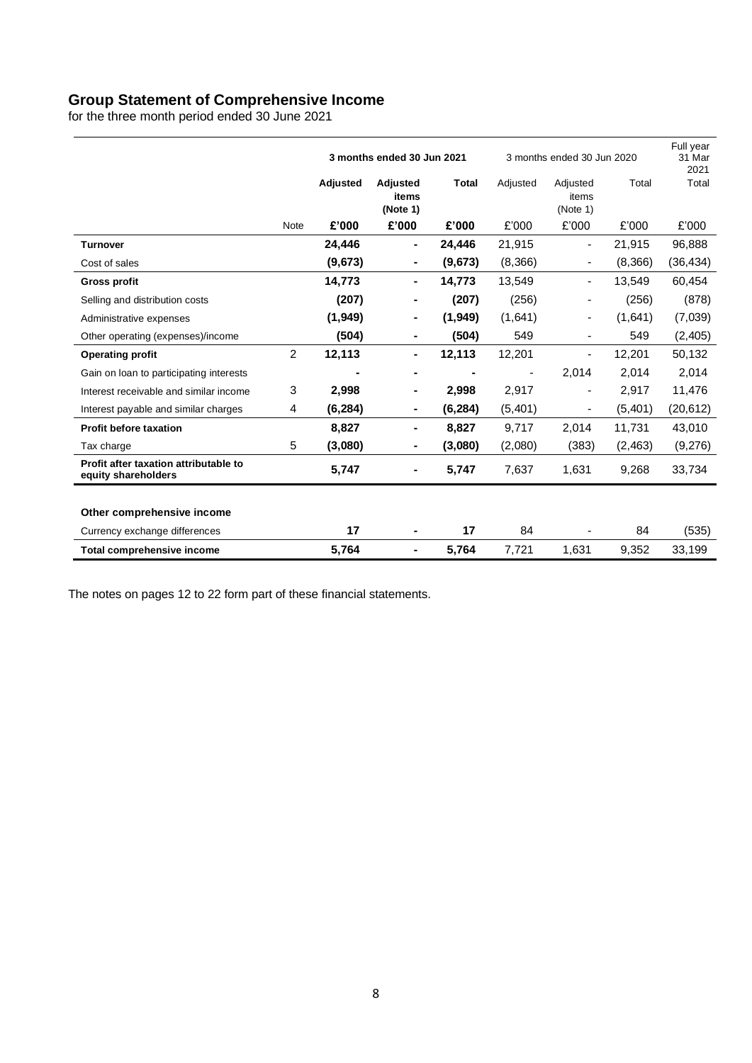# Group Statement of Comprehensive Income

for the three month period ended 30 June 2021

| | | 3 months ended 30 Jun 2021 | | | 3 months ended 30 Jun 2020 | | | Full year 31 Mar 2021 |
|---|---|---|---|---|---|---|---|---|
| | | **Adjusted** | **Adjusted items (Note 1)** | **Total** | Adjusted | Adjusted items (Note 1) | Total | Total |
| | Note | **£'000** | **£'000** | **£'000** | £'000 | £'000 | £'000 | £'000 |
| **Turnover** | | **24,446** | **-** | **24,446** | 21,915 | - | 21,915 | 96,888 |
| Cost of sales | | **(9,673)** | **-** | **(9,673)** | (8,366) | - | (8,366) | (36,434) |
| **Gross profit** | | **14,773** | **-** | **14,773** | 13,549 | - | 13,549 | 60,454 |
| Selling and distribution costs | | **(207)** | **-** | **(207)** | (256) | - | (256) | (878) |
| Administrative expenses | | **(1,949)** | **-** | **(1,949)** | (1,641) | - | (1,641) | (7,039) |
| Other operating (expenses)/income | | **(504)** | **-** | **(504)** | 549 | - | 549 | (2,405) |
| **Operating profit** | 2 | **12,113** | **-** | **12,113** | 12,201 | - | 12,201 | 50,132 |
| Gain on loan to participating interests | | **-** | **-** | **-** | - | 2,014 | 2,014 | 2,014 |
| Interest receivable and similar income | 3 | **2,998** | **-** | **2,998** | 2,917 | - | 2,917 | 11,476 |
| Interest payable and similar charges | 4 | **(6,284)** | **-** | **(6,284)** | (5,401) | - | (5,401) | (20,612) |
| **Profit before taxation** | | **8,827** | **-** | **8,827** | 9,717 | 2,014 | 11,731 | 43,010 |
| Tax charge | 5 | **(3,080)** | **-** | **(3,080)** | (2,080) | (383) | (2,463) | (9,276) |
| **Profit after taxation attributable to equity shareholders** | | **5,747** | **-** | **5,747** | 7,637 | 1,631 | 9,268 | 33,734 |
| | | | | | | | | |
| **Other comprehensive income** | | | | | | | | |
| Currency exchange differences | | **17** | **-** | **17** | 84 | - | 84 | (535) |
| **Total comprehensive income** | | **5,764** | **-** | **5,764** | 7,721 | 1,631 | 9,352 | 33,199 |

The notes on pages 12 to 22 form part of these financial statements.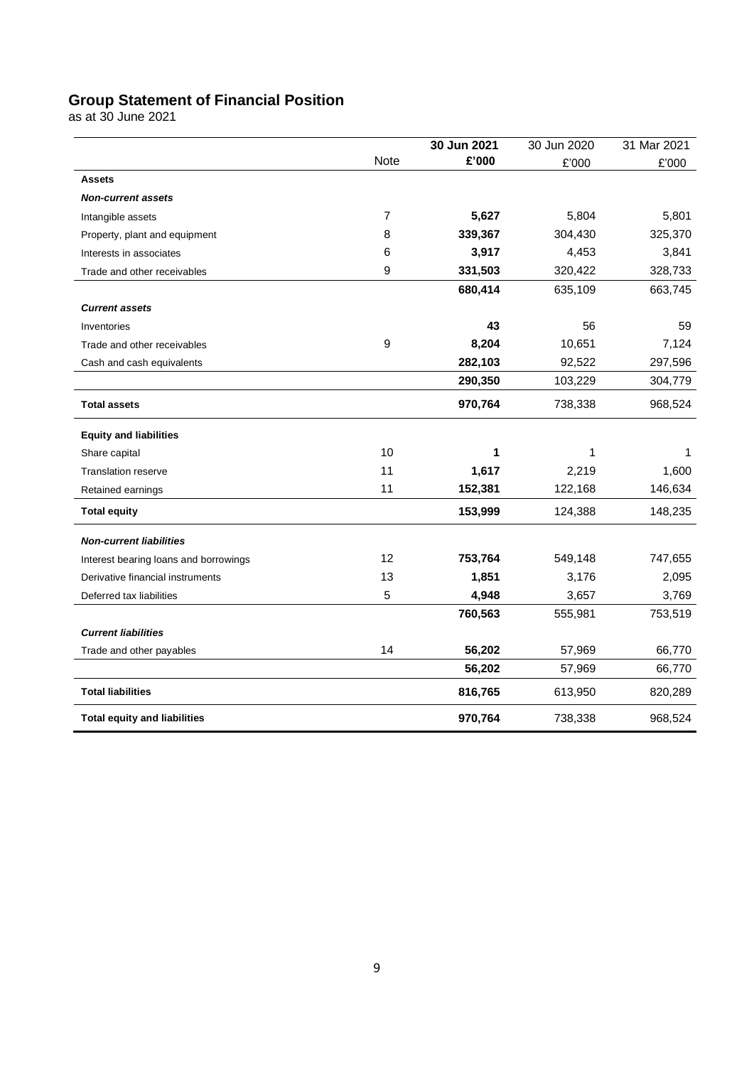# Group Statement of Financial Position

as at 30 June 2021

| | Note | **30 Jun 2021** | 30 Jun 2020 | 31 Mar 2021 |
|---|---|---|---|---|
| | | **£'000** | £'000 | £'000 |
| **Assets** | | | | |
| ***Non-current assets*** | | | | |
| Intangible assets | 7 | **5,627** | 5,804 | 5,801 |
| Property, plant and equipment | 8 | **339,367** | 304,430 | 325,370 |
| Interests in associates | 6 | **3,917** | 4,453 | 3,841 |
| Trade and other receivables | 9 | **331,503** | 320,422 | 328,733 |
| | | **680,414** | 635,109 | 663,745 |
| ***Current assets*** | | | | |
| Inventories | | **43** | 56 | 59 |
| Trade and other receivables | 9 | **8,204** | 10,651 | 7,124 |
| Cash and cash equivalents | | **282,103** | 92,522 | 297,596 |
| | | **290,350** | 103,229 | 304,779 |
| **Total assets** | | **970,764** | 738,338 | 968,524 |
| **Equity and liabilities** | | | | |
| Share capital | 10 | **1** | 1 | 1 |
| Translation reserve | 11 | **1,617** | 2,219 | 1,600 |
| Retained earnings | 11 | **152,381** | 122,168 | 146,634 |
| **Total equity** | | **153,999** | 124,388 | 148,235 |
| ***Non-current liabilities*** | | | | |
| Interest bearing loans and borrowings | 12 | **753,764** | 549,148 | 747,655 |
| Derivative financial instruments | 13 | **1,851** | 3,176 | 2,095 |
| Deferred tax liabilities | 5 | **4,948** | 3,657 | 3,769 |
| | | **760,563** | 555,981 | 753,519 |
| ***Current liabilities*** | | | | |
| Trade and other payables | 14 | **56,202** | 57,969 | 66,770 |
| | | **56,202** | 57,969 | 66,770 |
| **Total liabilities** | | **816,765** | 613,950 | 820,289 |
| **Total equity and liabilities** | | **970,764** | 738,338 | 968,524 |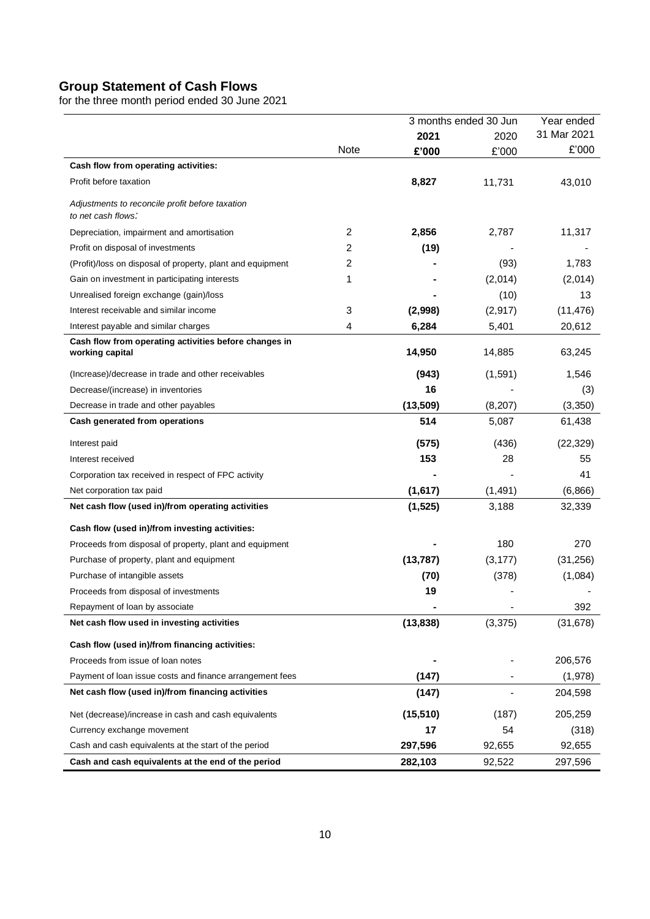## Group Statement of Cash Flows

for the three month period ended 30 June 2021

| | | 3 months ended 30 Jun | | Year ended |
|---|---|---|---|---|
| | | **2021** | 2020 | 31 Mar 2021 |
| | Note | **£'000** | £'000 | £'000 |
| **Cash flow from operating activities:** | | | | |
| Profit before taxation | | **8,827** | 11,731 | 43,010 |
| *Adjustments to reconcile profit before taxation to net cash flows:* | | | | |
| Depreciation, impairment and amortisation | 2 | **2,856** | 2,787 | 11,317 |
| Profit on disposal of investments | 2 | **(19)** | - | - |
| (Profit)/loss on disposal of property, plant and equipment | 2 | **-** | (93) | 1,783 |
| Gain on investment in participating interests | 1 | **-** | (2,014) | (2,014) |
| Unrealised foreign exchange (gain)/loss | | **-** | (10) | 13 |
| Interest receivable and similar income | 3 | **(2,998)** | (2,917) | (11,476) |
| Interest payable and similar charges | 4 | **6,284** | 5,401 | 20,612 |
| **Cash flow from operating activities before changes in working capital** | | **14,950** | 14,885 | 63,245 |
| (Increase)/decrease in trade and other receivables | | **(943)** | (1,591) | 1,546 |
| Decrease/(increase) in inventories | | **16** | - | (3) |
| Decrease in trade and other payables | | **(13,509)** | (8,207) | (3,350) |
| **Cash generated from operations** | | **514** | 5,087 | 61,438 |
| Interest paid | | **(575)** | (436) | (22,329) |
| Interest received | | **153** | 28 | 55 |
| Corporation tax received in respect of FPC activity | | **-** | - | 41 |
| Net corporation tax paid | | **(1,617)** | (1,491) | (6,866) |
| **Net cash flow (used in)/from operating activities** | | **(1,525)** | 3,188 | 32,339 |
| **Cash flow (used in)/from investing activities:** | | | | |
| Proceeds from disposal of property, plant and equipment | | **-** | 180 | 270 |
| Purchase of property, plant and equipment | | **(13,787)** | (3,177) | (31,256) |
| Purchase of intangible assets | | **(70)** | (378) | (1,084) |
| Proceeds from disposal of investments | | **19** | - | - |
| Repayment of loan by associate | | **-** | - | 392 |
| **Net cash flow used in investing activities** | | **(13,838)** | (3,375) | (31,678) |
| **Cash flow (used in)/from financing activities:** | | | | |
| Proceeds from issue of loan notes | | **-** | - | 206,576 |
| Payment of loan issue costs and finance arrangement fees | | **(147)** | - | (1,978) |
| **Net cash flow (used in)/from financing activities** | | **(147)** | - | 204,598 |
| Net (decrease)/increase in cash and cash equivalents | | **(15,510)** | (187) | 205,259 |
| Currency exchange movement | | **17** | 54 | (318) |
| Cash and cash equivalents at the start of the period | | **297,596** | 92,655 | 92,655 |
| **Cash and cash equivalents at the end of the period** | | **282,103** | 92,522 | 297,596 |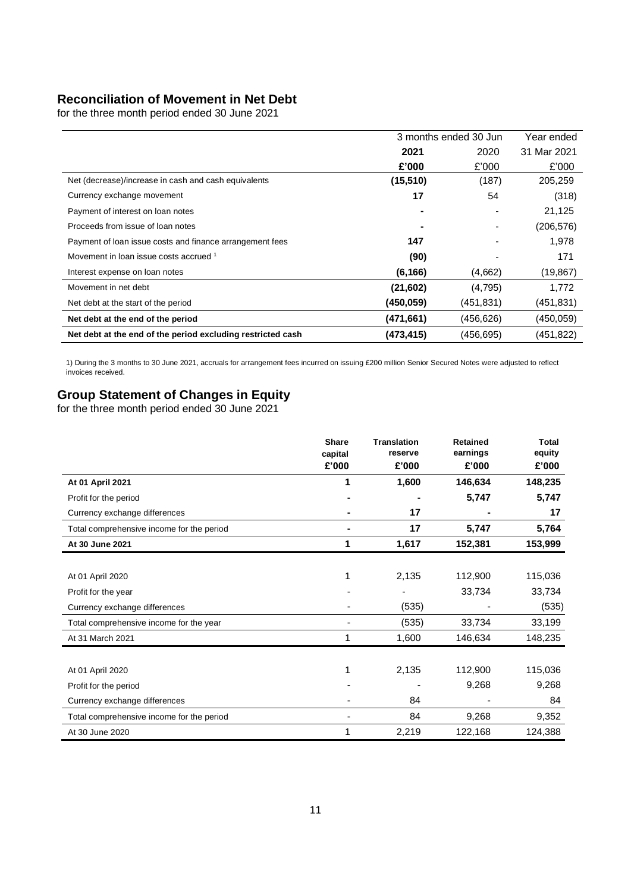## Reconciliation of Movement in Net Debt

for the three month period ended 30 June 2021

| | 3 months ended 30 Jun | | Year ended |
|---|---|---|---|
| | **2021** | 2020 | 31 Mar 2021 |
| | **£'000** | £'000 | £'000 |
| Net (decrease)/increase in cash and cash equivalents | **(15,510)** | (187) | 205,259 |
| Currency exchange movement | **17** | 54 | (318) |
| Payment of interest on loan notes | **-** | - | 21,125 |
| Proceeds from issue of loan notes | **-** | - | (206,576) |
| Payment of loan issue costs and finance arrangement fees | **147** | - | 1,978 |
| Movement in loan issue costs accrued [1] | **(90)** | - | 171 |
| Interest expense on loan notes | **(6,166)** | (4,662) | (19,867) |
| Movement in net debt | **(21,602)** | (4,795) | 1,772 |
| Net debt at the start of the period | **(450,059)** | (451,831) | (451,831) |
| **Net debt at the end of the period** | **(471,661)** | (456,626) | (450,059) |
| **Net debt at the end of the period excluding restricted cash** | **(473,415)** | (456,695) | (451,822) |

1) During the 3 months to 30 June 2021, accruals for arrangement fees incurred on issuing £200 million Senior Secured Notes were adjusted to reflect invoices received.

## Group Statement of Changes in Equity

for the three month period ended 30 June 2021

| | **Share capital £'000** | **Translation reserve £'000** | **Retained earnings £'000** | **Total equity £'000** |
|---|---|---|---|---|
| **At 01 April 2021** | **1** | **1,600** | **146,634** | **148,235** |
| Profit for the period | **-** | **-** | **5,747** | **5,747** |
| Currency exchange differences | **-** | **17** | **-** | **17** |
| Total comprehensive income for the period | **-** | **17** | **5,747** | **5,764** |
| **At 30 June 2021** | **1** | **1,617** | **152,381** | **153,999** |
| | | | | |
| At 01 April 2020 | 1 | 2,135 | 112,900 | 115,036 |
| Profit for the year | - | - | 33,734 | 33,734 |
| Currency exchange differences | - | (535) | - | (535) |
| Total comprehensive income for the year | - | (535) | 33,734 | 33,199 |
| At 31 March 2021 | 1 | 1,600 | 146,634 | 148,235 |
| | | | | |
| At 01 April 2020 | 1 | 2,135 | 112,900 | 115,036 |
| Profit for the period | - | - | 9,268 | 9,268 |
| Currency exchange differences | - | 84 | - | 84 |
| Total comprehensive income for the period | - | 84 | 9,268 | 9,352 |
| At 30 June 2020 | 1 | 2,219 | 122,168 | 124,388 |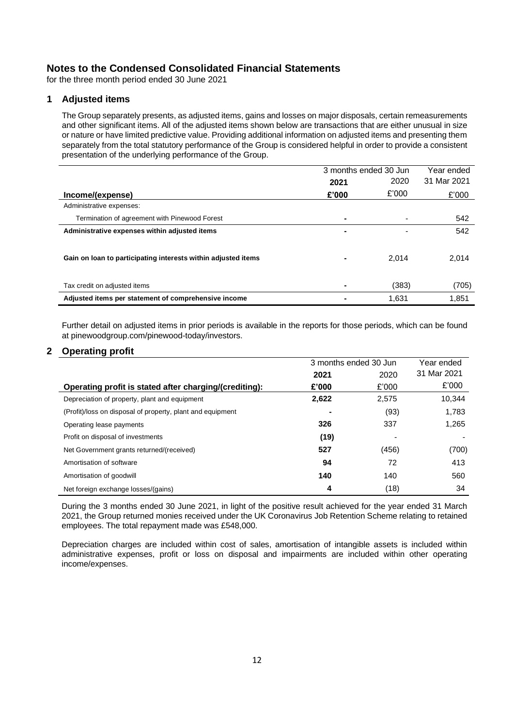# Notes to the Condensed Consolidated Financial Statements

for the three month period ended 30 June 2021

## 1 Adjusted items

The Group separately presents, as adjusted items, gains and losses on major disposals, certain remeasurements and other significant items. All of the adjusted items shown below are transactions that are either unusual in size or nature or have limited predictive value. Providing additional information on adjusted items and presenting them separately from the total statutory performance of the Group is considered helpful in order to provide a consistent presentation of the underlying performance of the Group.

| | 3 months ended 30 Jun | | Year ended |
|---|---|---|---|
| | **2021** | 2020 | 31 Mar 2021 |
| **Income/(expense)** | **£'000** | £'000 | £'000 |
| Administrative expenses: | | | |
| Termination of agreement with Pinewood Forest | **-** | - | 542 |
| **Administrative expenses within adjusted items** | **-** | - | 542 |
| **Gain on loan to participating interests within adjusted items** | **-** | 2,014 | 2,014 |
| Tax credit on adjusted items | **-** | (383) | (705) |
| **Adjusted items per statement of comprehensive income** | **-** | 1,631 | 1,851 |

Further detail on adjusted items in prior periods is available in the reports for those periods, which can be found at pinewoodgroup.com/pinewood-today/investors.

## 2 Operating profit

| | 3 months ended 30 Jun | | Year ended |
|---|---|---|---|
| | **2021** | 2020 | 31 Mar 2021 |
| **Operating profit is stated after charging/(crediting):** | **£'000** | £'000 | £'000 |
| Depreciation of property, plant and equipment | **2,622** | 2,575 | 10,344 |
| (Profit)/loss on disposal of property, plant and equipment | **-** | (93) | 1,783 |
| Operating lease payments | **326** | 337 | 1,265 |
| Profit on disposal of investments | **(19)** | - | - |
| Net Government grants returned/(received) | **527** | (456) | (700) |
| Amortisation of software | **94** | 72 | 413 |
| Amortisation of goodwill | **140** | 140 | 560 |
| Net foreign exchange losses/(gains) | **4** | (18) | 34 |

During the 3 months ended 30 June 2021, in light of the positive result achieved for the year ended 31 March 2021, the Group returned monies received under the UK Coronavirus Job Retention Scheme relating to retained employees. The total repayment made was £548,000.

Depreciation charges are included within cost of sales, amortisation of intangible assets is included within administrative expenses, profit or loss on disposal and impairments are included within other operating income/expenses.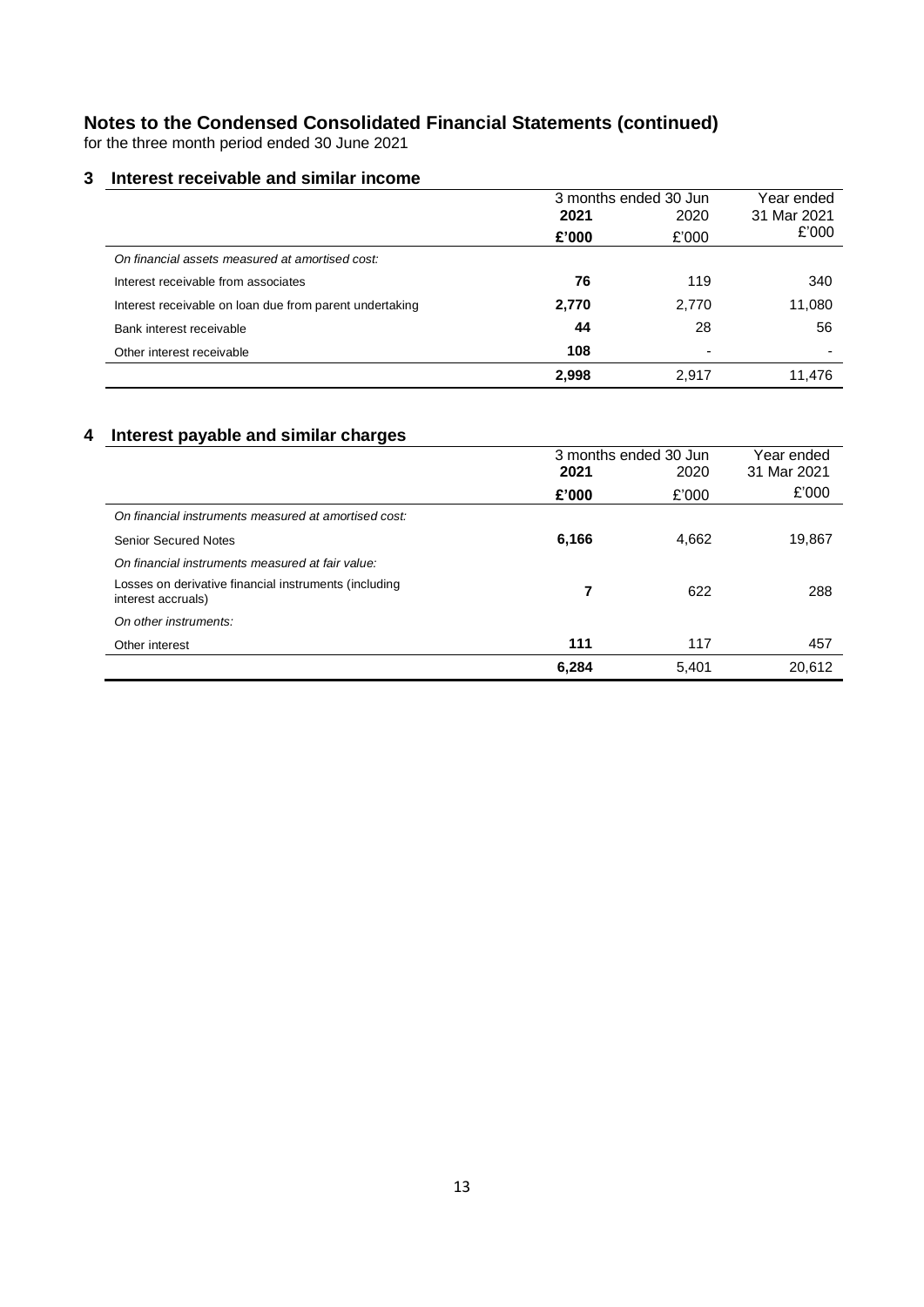# Notes to the Condensed Consolidated Financial Statements (continued)

for the three month period ended 30 June 2021

## 3 Interest receivable and similar income

| | 3 months ended 30 Jun | | Year ended |
|---|---|---|---|
| | **2021** | 2020 | 31 Mar 2021 |
| | **£'000** | £'000 | £'000 |
| *On financial assets measured at amortised cost:* | | | |
| Interest receivable from associates | **76** | 119 | 340 |
| Interest receivable on loan due from parent undertaking | **2,770** | 2,770 | 11,080 |
| Bank interest receivable | **44** | 28 | 56 |
| Other interest receivable | **108** | - | - |
| | **2,998** | 2,917 | 11,476 |

## 4 Interest payable and similar charges

| | 3 months ended 30 Jun | | Year ended |
|---|---|---|---|
| | **2021** | 2020 | 31 Mar 2021 |
| | **£'000** | £'000 | £'000 |
| *On financial instruments measured at amortised cost:* | | | |
| Senior Secured Notes | **6,166** | 4,662 | 19,867 |
| *On financial instruments measured at fair value:* | | | |
| Losses on derivative financial instruments (including interest accruals) | **7** | 622 | 288 |
| *On other instruments:* | | | |
| Other interest | **111** | 117 | 457 |
| | **6,284** | 5,401 | 20,612 |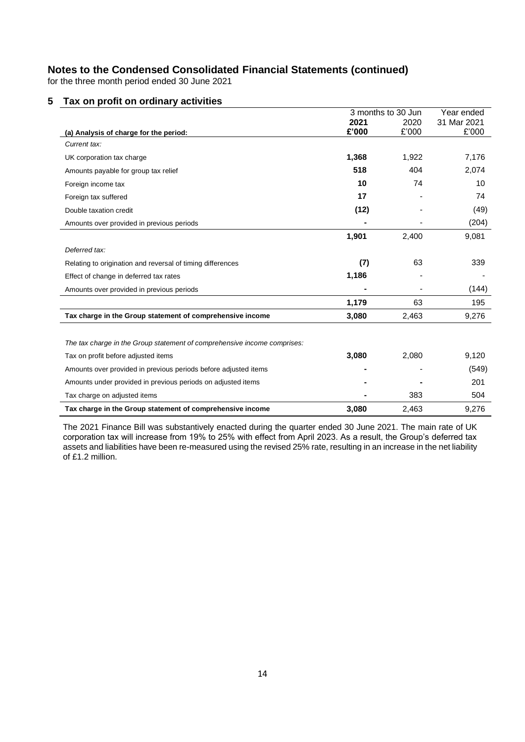## Notes to the Condensed Consolidated Financial Statements (continued)

for the three month period ended 30 June 2021

### 5 Tax on profit on ordinary activities

| | 3 months to 30 Jun | | Year ended |
|---|---|---|---|
| | **2021** | 2020 | 31 Mar 2021 |
| **(a) Analysis of charge for the period:** | **£'000** | £'000 | £'000 |
| *Current tax:* | | | |
| UK corporation tax charge | **1,368** | 1,922 | 7,176 |
| Amounts payable for group tax relief | **518** | 404 | 2,074 |
| Foreign income tax | **10** | 74 | 10 |
| Foreign tax suffered | **17** | - | 74 |
| Double taxation credit | **(12)** | - | (49) |
| Amounts over provided in previous periods | **-** | - | (204) |
| | **1,901** | 2,400 | 9,081 |
| *Deferred tax:* | | | |
| Relating to origination and reversal of timing differences | **(7)** | 63 | 339 |
| Effect of change in deferred tax rates | **1,186** | - | - |
| Amounts over provided in previous periods | **-** | - | (144) |
| | **1,179** | 63 | 195 |
| **Tax charge in the Group statement of comprehensive income** | **3,080** | 2,463 | 9,276 |
| | | | |
| *The tax charge in the Group statement of comprehensive income comprises:* | | | |
| Tax on profit before adjusted items | **3,080** | 2,080 | 9,120 |
| Amounts over provided in previous periods before adjusted items | **-** | - | (549) |
| Amounts under provided in previous periods on adjusted items | **-** | **-** | 201 |
| Tax charge on adjusted items | **-** | 383 | 504 |
| **Tax charge in the Group statement of comprehensive income** | **3,080** | 2,463 | 9,276 |

The 2021 Finance Bill was substantively enacted during the quarter ended 30 June 2021. The main rate of UK corporation tax will increase from 19% to 25% with effect from April 2023. As a result, the Group's deferred tax assets and liabilities have been re-measured using the revised 25% rate, resulting in an increase in the net liability of £1.2 million.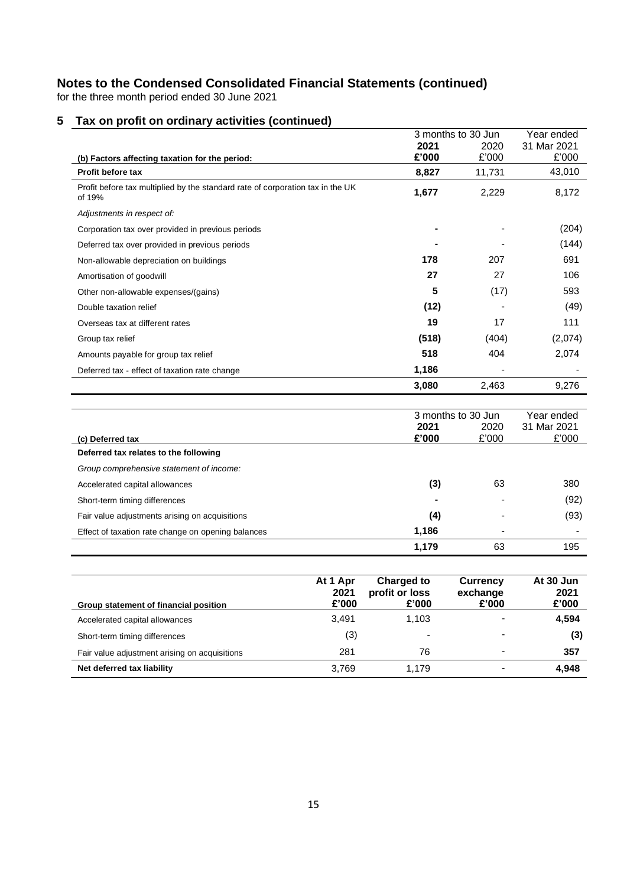# Notes to the Condensed Consolidated Financial Statements (continued)

for the three month period ended 30 June 2021

## 5 Tax on profit on ordinary activities (continued)

| | 3 months to 30 Jun | | Year ended |
|---|---|---|---|
| | **2021** | 2020 | 31 Mar 2021 |
| **(b) Factors affecting taxation for the period:** | **£'000** | £'000 | £'000 |
| **Profit before tax** | **8,827** | 11,731 | 43,010 |
| Profit before tax multiplied by the standard rate of corporation tax in the UK of 19% | **1,677** | 2,229 | 8,172 |
| *Adjustments in respect of:* | | | |
| Corporation tax over provided in previous periods | **-** | - | (204) |
| Deferred tax over provided in previous periods | **-** | - | (144) |
| Non-allowable depreciation on buildings | **178** | 207 | 691 |
| Amortisation of goodwill | **27** | 27 | 106 |
| Other non-allowable expenses/(gains) | **5** | (17) | 593 |
| Double taxation relief | **(12)** | - | (49) |
| Overseas tax at different rates | **19** | 17 | 111 |
| Group tax relief | **(518)** | (404) | (2,074) |
| Amounts payable for group tax relief | **518** | 404 | 2,074 |
| Deferred tax - effect of taxation rate change | **1,186** | - | - |
| | **3,080** | 2,463 | 9,276 |

| | 3 months to 30 Jun | | Year ended |
|---|---|---|---|
| | **2021** | 2020 | 31 Mar 2021 |
| **(c) Deferred tax** | **£'000** | £'000 | £'000 |
| **Deferred tax relates to the following** | | | |
| *Group comprehensive statement of income:* | | | |
| Accelerated capital allowances | **(3)** | 63 | 380 |
| Short-term timing differences | **-** | - | (92) |
| Fair value adjustments arising on acquisitions | **(4)** | - | (93) |
| Effect of taxation rate change on opening balances | **1,186** | - | - |
| | **1,179** | 63 | 195 |

| Group statement of financial position | At 1 Apr 2021 £'000 | Charged to profit or loss £'000 | Currency exchange £'000 | At 30 Jun 2021 £'000 |
|---|---|---|---|---|
| Accelerated capital allowances | 3,491 | 1,103 | - | **4,594** |
| Short-term timing differences | (3) | - | - | **(3)** |
| Fair value adjustment arising on acquisitions | 281 | 76 | - | **357** |
| **Net deferred tax liability** | 3,769 | 1,179 | - | **4,948** |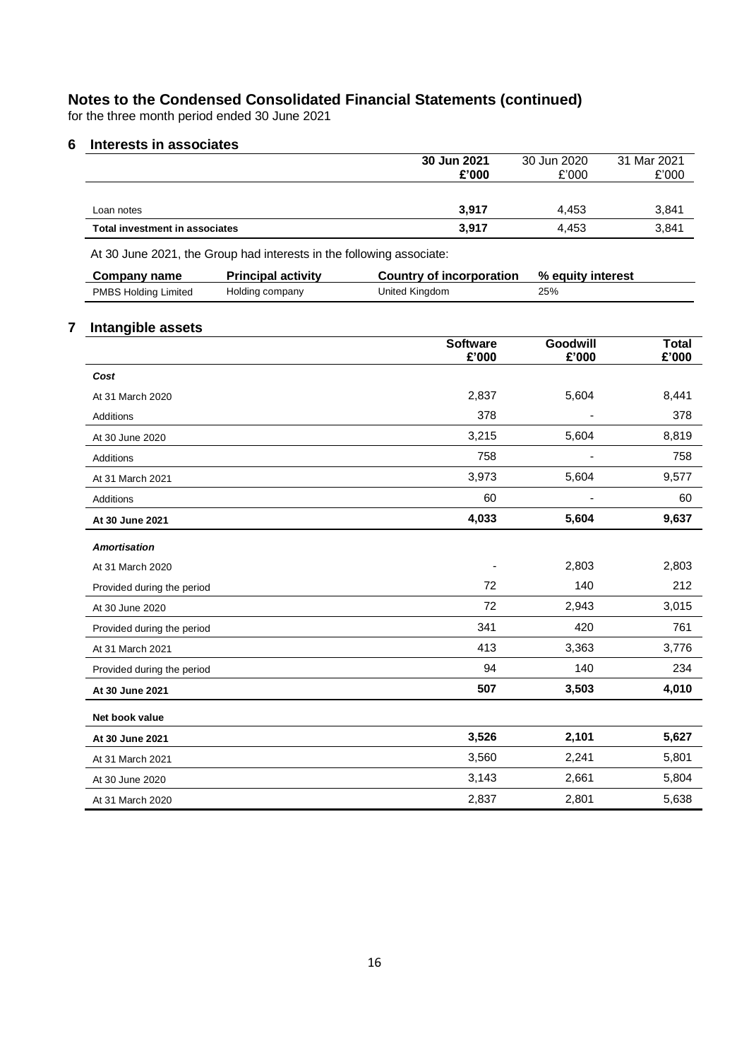# Notes to the Condensed Consolidated Financial Statements (continued)

for the three month period ended 30 June 2021

## 6 Interests in associates

| | **30 Jun 2021 £'000** | 30 Jun 2020 £'000 | 31 Mar 2021 £'000 |
|---|---|---|---|
| Loan notes | **3,917** | 4,453 | 3,841 |
| **Total investment in associates** | **3,917** | 4,453 | 3,841 |

At 30 June 2021, the Group had interests in the following associate:

| **Company name** | **Principal activity** | **Country of incorporation** | **% equity interest** |
|---|---|---|---|
| PMBS Holding Limited | Holding company | United Kingdom | 25% |

## 7 Intangible assets

| | **Software £'000** | **Goodwill £'000** | **Total £'000** |
|---|---|---|---|
| ***Cost*** | | | |
| At 31 March 2020 | 2,837 | 5,604 | 8,441 |
| Additions | 378 | - | 378 |
| At 30 June 2020 | 3,215 | 5,604 | 8,819 |
| Additions | 758 | - | 758 |
| At 31 March 2021 | 3,973 | 5,604 | 9,577 |
| Additions | 60 | - | 60 |
| **At 30 June 2021** | **4,033** | **5,604** | **9,637** |
| ***Amortisation*** | | | |
| At 31 March 2020 | - | 2,803 | 2,803 |
| Provided during the period | 72 | 140 | 212 |
| At 30 June 2020 | 72 | 2,943 | 3,015 |
| Provided during the period | 341 | 420 | 761 |
| At 31 March 2021 | 413 | 3,363 | 3,776 |
| Provided during the period | 94 | 140 | 234 |
| **At 30 June 2021** | **507** | **3,503** | **4,010** |
| **Net book value** | | | |
| **At 30 June 2021** | **3,526** | **2,101** | **5,627** |
| At 31 March 2021 | 3,560 | 2,241 | 5,801 |
| At 30 June 2020 | 3,143 | 2,661 | 5,804 |
| At 31 March 2020 | 2,837 | 2,801 | 5,638 |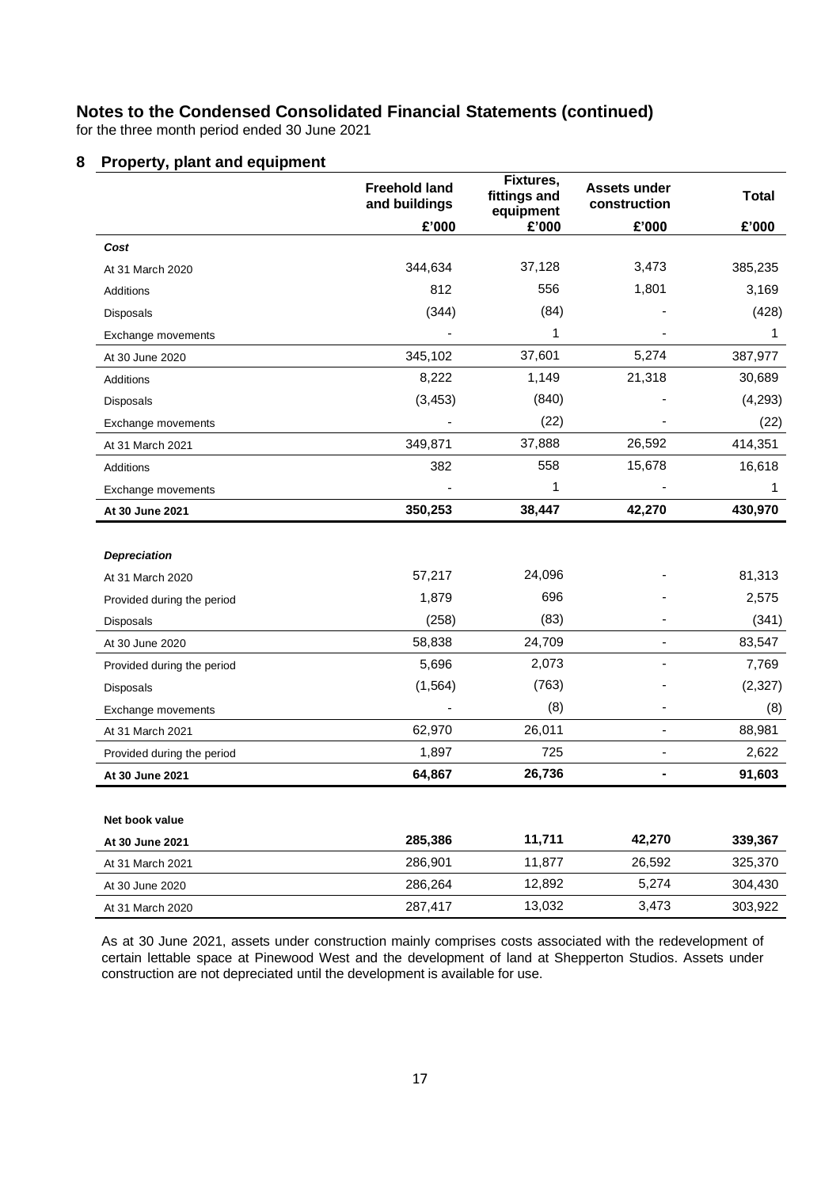# Notes to the Condensed Consolidated Financial Statements (continued)

for the three month period ended 30 June 2021

## 8 Property, plant and equipment

| | Freehold land and buildings | Fixtures, fittings and equipment | Assets under construction | Total |
|---|---|---|---|---|
| | £'000 | £'000 | £'000 | £'000 |
| ***Cost*** | | | | |
| At 31 March 2020 | 344,634 | 37,128 | 3,473 | 385,235 |
| Additions | 812 | 556 | 1,801 | 3,169 |
| Disposals | (344) | (84) | - | (428) |
| Exchange movements | - | 1 | - | 1 |
| At 30 June 2020 | 345,102 | 37,601 | 5,274 | 387,977 |
| Additions | 8,222 | 1,149 | 21,318 | 30,689 |
| Disposals | (3,453) | (840) | - | (4,293) |
| Exchange movements | - | (22) | - | (22) |
| At 31 March 2021 | 349,871 | 37,888 | 26,592 | 414,351 |
| Additions | 382 | 558 | 15,678 | 16,618 |
| Exchange movements | - | 1 | - | 1 |
| **At 30 June 2021** | **350,253** | **38,447** | **42,270** | **430,970** |
| | | | | |
| ***Depreciation*** | | | | |
| At 31 March 2020 | 57,217 | 24,096 | - | 81,313 |
| Provided during the period | 1,879 | 696 | - | 2,575 |
| Disposals | (258) | (83) | - | (341) |
| At 30 June 2020 | 58,838 | 24,709 | - | 83,547 |
| Provided during the period | 5,696 | 2,073 | - | 7,769 |
| Disposals | (1,564) | (763) | - | (2,327) |
| Exchange movements | - | (8) | - | (8) |
| At 31 March 2021 | 62,970 | 26,011 | - | 88,981 |
| Provided during the period | 1,897 | 725 | - | 2,622 |
| **At 30 June 2021** | **64,867** | **26,736** | **-** | **91,603** |
| | | | | |
| **Net book value** | | | | |
| **At 30 June 2021** | **285,386** | **11,711** | **42,270** | **339,367** |
| At 31 March 2021 | 286,901 | 11,877 | 26,592 | 325,370 |
| At 30 June 2020 | 286,264 | 12,892 | 5,274 | 304,430 |
| At 31 March 2020 | 287,417 | 13,032 | 3,473 | 303,922 |

As at 30 June 2021, assets under construction mainly comprises costs associated with the redevelopment of certain lettable space at Pinewood West and the development of land at Shepperton Studios. Assets under construction are not depreciated until the development is available for use.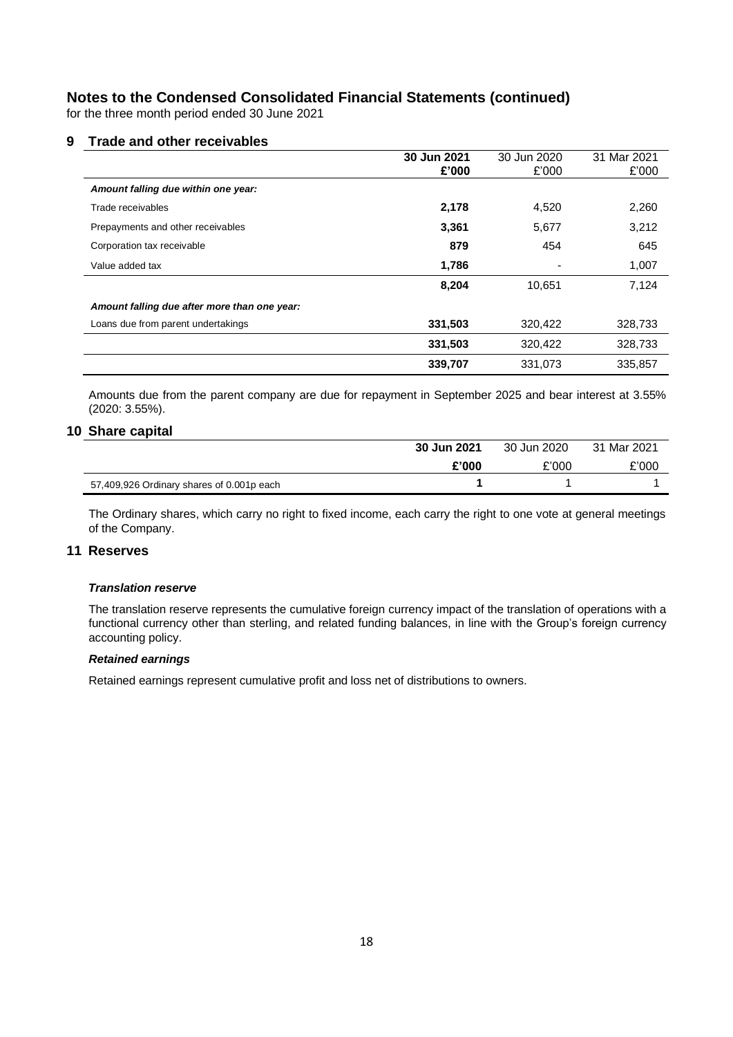# Notes to the Condensed Consolidated Financial Statements (continued)

for the three month period ended 30 June 2021

## 9 Trade and other receivables

| | **30 Jun 2021** | 30 Jun 2020 | 31 Mar 2021 |
|---|---|---|---|
| | **£'000** | £'000 | £'000 |
| ***Amount falling due within one year:*** | | | |
| Trade receivables | **2,178** | 4,520 | 2,260 |
| Prepayments and other receivables | **3,361** | 5,677 | 3,212 |
| Corporation tax receivable | **879** | 454 | 645 |
| Value added tax | **1,786** | - | 1,007 |
| | **8,204** | 10,651 | 7,124 |
| ***Amount falling due after more than one year:*** | | | |
| Loans due from parent undertakings | **331,503** | 320,422 | 328,733 |
| | **331,503** | 320,422 | 328,733 |
| | **339,707** | 331,073 | 335,857 |

Amounts due from the parent company are due for repayment in September 2025 and bear interest at 3.55% (2020: 3.55%).

## 10 Share capital

| | **30 Jun 2021** | 30 Jun 2020 | 31 Mar 2021 |
|---|---|---|---|
| | **£'000** | £'000 | £'000 |
| 57,409,926 Ordinary shares of 0.001p each | **1** | 1 | 1 |

The Ordinary shares, which carry no right to fixed income, each carry the right to one vote at general meetings of the Company.

## 11 Reserves

***Translation reserve***

The translation reserve represents the cumulative foreign currency impact of the translation of operations with a functional currency other than sterling, and related funding balances, in line with the Group's foreign currency accounting policy.

***Retained earnings***

Retained earnings represent cumulative profit and loss net of distributions to owners.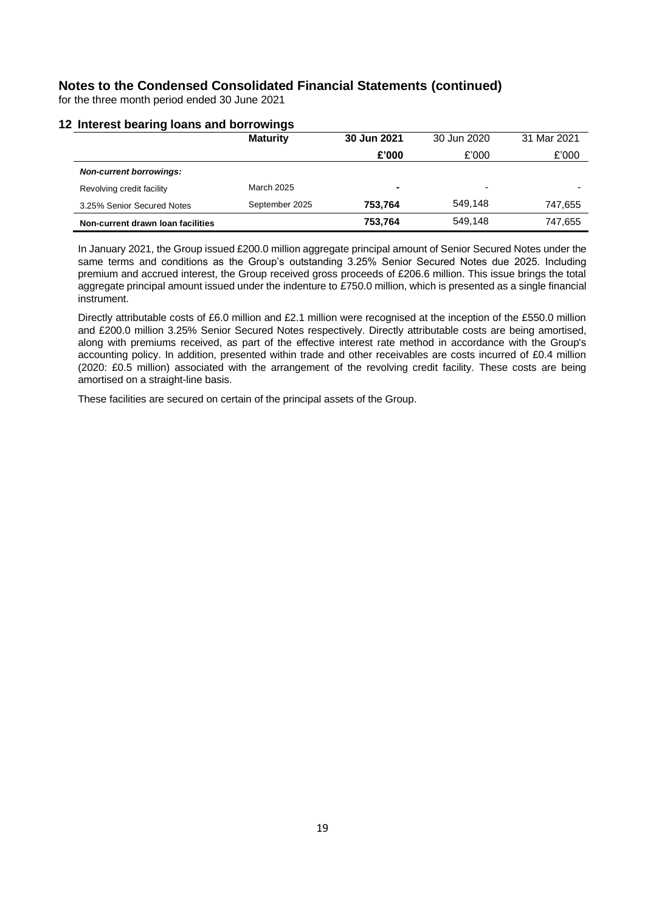# Notes to the Condensed Consolidated Financial Statements (continued)

for the three month period ended 30 June 2021

## 12 Interest bearing loans and borrowings

| | Maturity | 30 Jun 2021 | 30 Jun 2020 | 31 Mar 2021 |
|---|---|---|---|---|
| | | **£'000** | £'000 | £'000 |
| ***Non-current borrowings:*** | | | | |
| Revolving credit facility | March 2025 | **-** | - | - |
| 3.25% Senior Secured Notes | September 2025 | **753,764** | 549,148 | 747,655 |
| **Non-current drawn loan facilities** | | **753,764** | 549,148 | 747,655 |

In January 2021, the Group issued £200.0 million aggregate principal amount of Senior Secured Notes under the same terms and conditions as the Group's outstanding 3.25% Senior Secured Notes due 2025. Including premium and accrued interest, the Group received gross proceeds of £206.6 million. This issue brings the total aggregate principal amount issued under the indenture to £750.0 million, which is presented as a single financial instrument.

Directly attributable costs of £6.0 million and £2.1 million were recognised at the inception of the £550.0 million and £200.0 million 3.25% Senior Secured Notes respectively. Directly attributable costs are being amortised, along with premiums received, as part of the effective interest rate method in accordance with the Group's accounting policy. In addition, presented within trade and other receivables are costs incurred of £0.4 million (2020: £0.5 million) associated with the arrangement of the revolving credit facility. These costs are being amortised on a straight-line basis.

These facilities are secured on certain of the principal assets of the Group.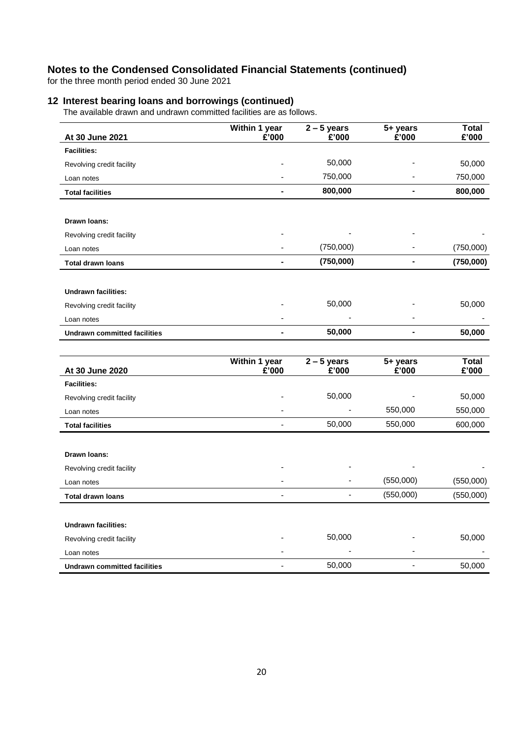# Notes to the Condensed Consolidated Financial Statements (continued)

for the three month period ended 30 June 2021

## 12 Interest bearing loans and borrowings (continued)

The available drawn and undrawn committed facilities are as follows.

| At 30 June 2021 | Within 1 year £'000 | 2 – 5 years £'000 | 5+ years £'000 | Total £'000 |
|---|---|---|---|---|
| **Facilities:** | | | | |
| Revolving credit facility | - | 50,000 | - | 50,000 |
| Loan notes | - | 750,000 | - | 750,000 |
| **Total facilities** | **-** | **800,000** | **-** | **800,000** |
| | | | | |
| **Drawn loans:** | | | | |
| Revolving credit facility | - | - | - | - |
| Loan notes | - | (750,000) | - | (750,000) |
| **Total drawn loans** | **-** | **(750,000)** | **-** | **(750,000)** |
| | | | | |
| **Undrawn facilities:** | | | | |
| Revolving credit facility | - | 50,000 | - | 50,000 |
| Loan notes | - | - | - | - |
| **Undrawn committed facilities** | **-** | **50,000** | **-** | **50,000** |

| At 30 June 2020 | Within 1 year £'000 | 2 – 5 years £'000 | 5+ years £'000 | Total £'000 |
|---|---|---|---|---|
| **Facilities:** | | | | |
| Revolving credit facility | - | 50,000 | - | 50,000 |
| Loan notes | - | - | 550,000 | 550,000 |
| **Total facilities** | - | 50,000 | 550,000 | 600,000 |
| | | | | |
| **Drawn loans:** | | | | |
| Revolving credit facility | - | - | - | - |
| Loan notes | - | - | (550,000) | (550,000) |
| **Total drawn loans** | - | - | (550,000) | (550,000) |
| | | | | |
| **Undrawn facilities:** | | | | |
| Revolving credit facility | - | 50,000 | - | 50,000 |
| Loan notes | - | - | - | - |
| **Undrawn committed facilities** | - | 50,000 | - | 50,000 |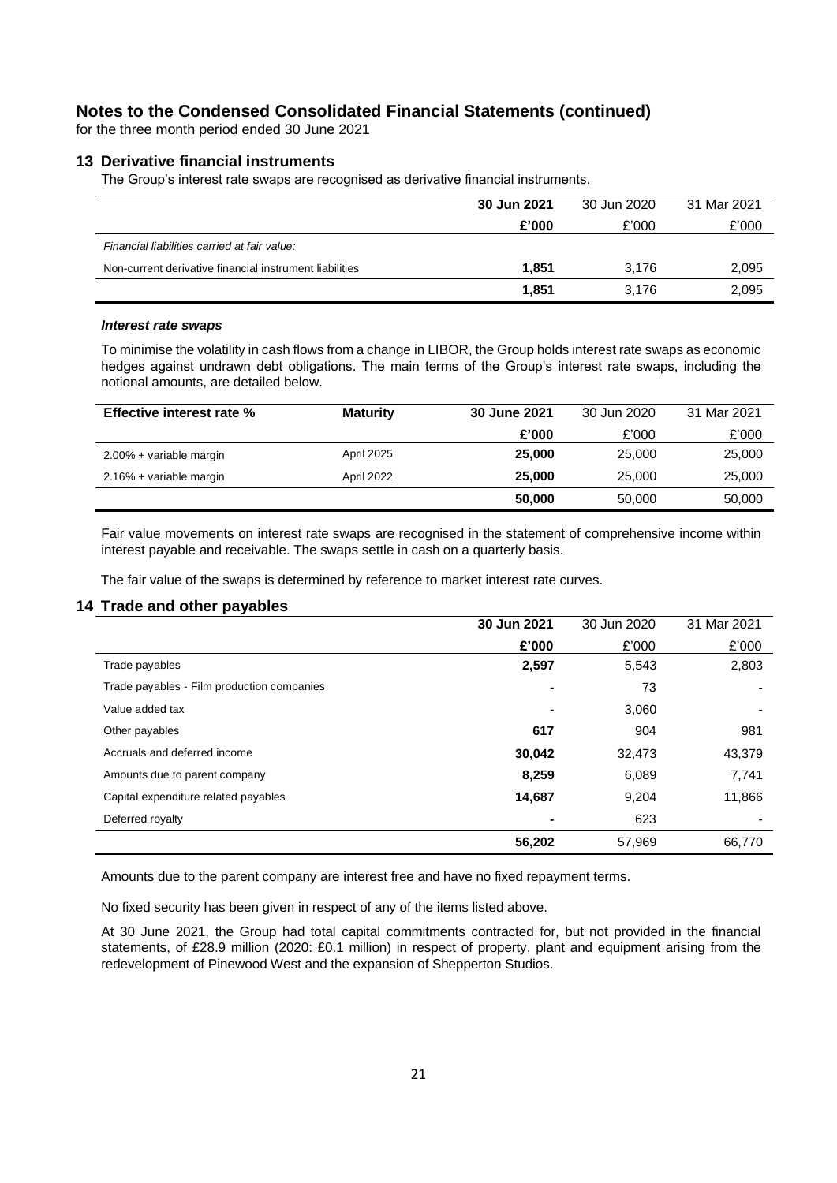## Notes to the Condensed Consolidated Financial Statements (continued)

for the three month period ended 30 June 2021

### 13 Derivative financial instruments

The Group's interest rate swaps are recognised as derivative financial instruments.

| | **30 Jun 2021** | 30 Jun 2020 | 31 Mar 2021 |
|---|---|---|---|
| | **£'000** | £'000 | £'000 |
| *Financial liabilities carried at fair value:* | | | |
| Non-current derivative financial instrument liabilities | **1,851** | 3,176 | 2,095 |
| | **1,851** | 3,176 | 2,095 |

***Interest rate swaps***

To minimise the volatility in cash flows from a change in LIBOR, the Group holds interest rate swaps as economic hedges against undrawn debt obligations. The main terms of the Group's interest rate swaps, including the notional amounts, are detailed below.

| **Effective interest rate %** | **Maturity** | **30 June 2021** | 30 Jun 2020 | 31 Mar 2021 |
|---|---|---|---|---|
| | | **£'000** | £'000 | £'000 |
| 2.00% + variable margin | April 2025 | **25,000** | 25,000 | 25,000 |
| 2.16% + variable margin | April 2022 | **25,000** | 25,000 | 25,000 |
| | | **50,000** | 50,000 | 50,000 |

Fair value movements on interest rate swaps are recognised in the statement of comprehensive income within interest payable and receivable. The swaps settle in cash on a quarterly basis.

The fair value of the swaps is determined by reference to market interest rate curves.

### 14 Trade and other payables

| | **30 Jun 2021** | 30 Jun 2020 | 31 Mar 2021 |
|---|---|---|---|
| | **£'000** | £'000 | £'000 |
| Trade payables | **2,597** | 5,543 | 2,803 |
| Trade payables - Film production companies | **-** | 73 | - |
| Value added tax | **-** | 3,060 | - |
| Other payables | **617** | 904 | 981 |
| Accruals and deferred income | **30,042** | 32,473 | 43,379 |
| Amounts due to parent company | **8,259** | 6,089 | 7,741 |
| Capital expenditure related payables | **14,687** | 9,204 | 11,866 |
| Deferred royalty | **-** | 623 | - |
| | **56,202** | 57,969 | 66,770 |

Amounts due to the parent company are interest free and have no fixed repayment terms.

No fixed security has been given in respect of any of the items listed above.

At 30 June 2021, the Group had total capital commitments contracted for, but not provided in the financial statements, of £28.9 million (2020: £0.1 million) in respect of property, plant and equipment arising from the redevelopment of Pinewood West and the expansion of Shepperton Studios.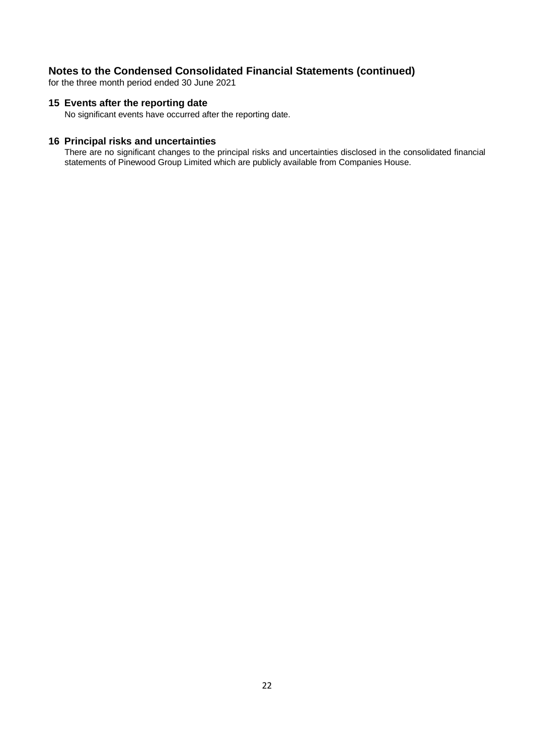## Notes to the Condensed Consolidated Financial Statements (continued)

for the three month period ended 30 June 2021

### 15 Events after the reporting date

No significant events have occurred after the reporting date.

### 16 Principal risks and uncertainties

There are no significant changes to the principal risks and uncertainties disclosed in the consolidated financial statements of Pinewood Group Limited which are publicly available from Companies House.